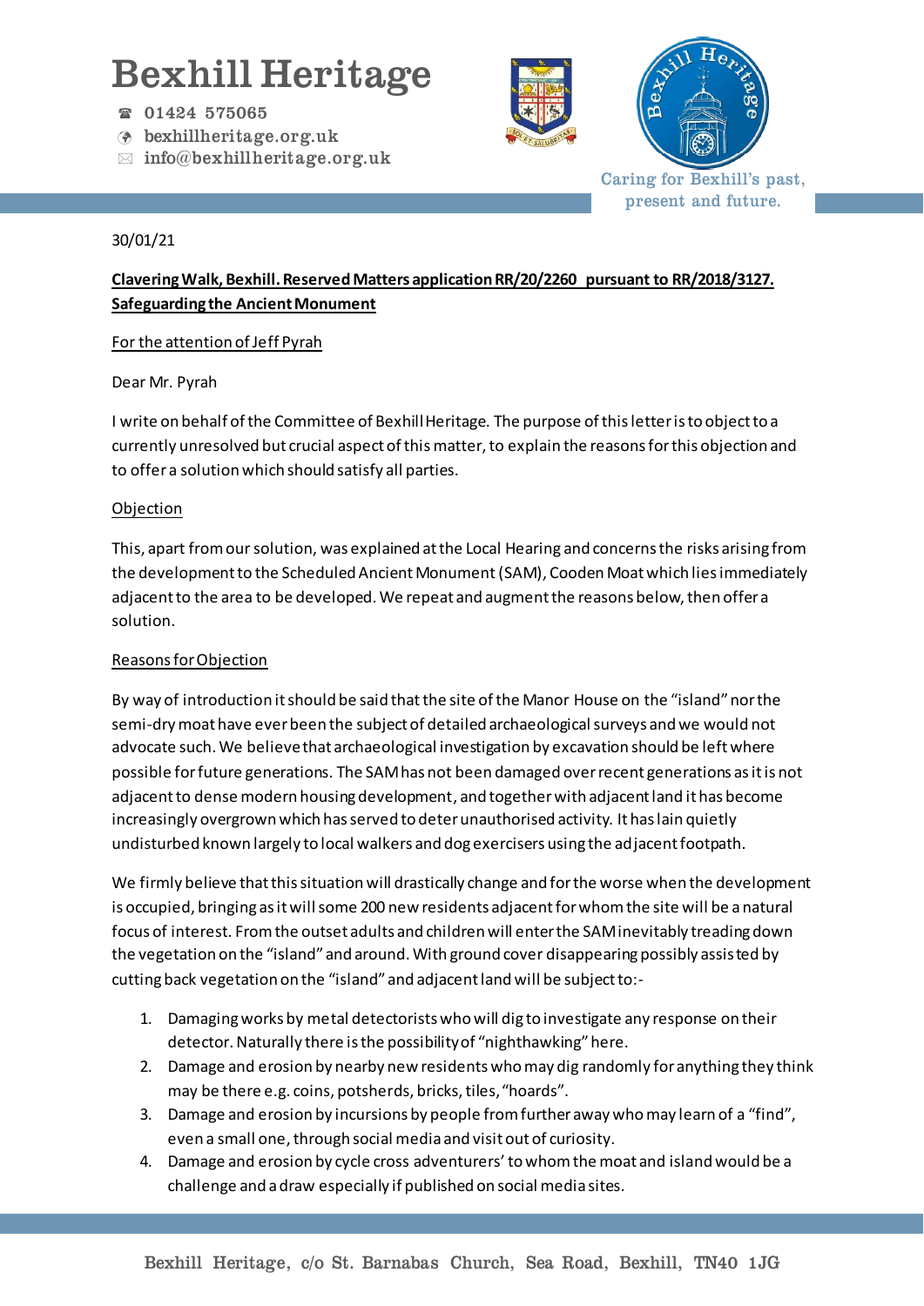# Bexhill Heritage

☎ 01424 575065
bexhillheritage.org.uk
info@bexhillheritage.org.uk

Caring for Bexhill's past, present and future.

30/01/21

**Clavering Walk, Bexhill. Reserved Matters application RR/20/2260 pursuant to RR/2018/3127. Safeguarding the Ancient Monument**

For the attention of Jeff Pyrah

Dear Mr. Pyrah

I write on behalf of the Committee of Bexhill Heritage. The purpose of this letter is to object to a currently unresolved but crucial aspect of this matter, to explain the reasons for this objection and to offer a solution which should satisfy all parties.

Objection

This, apart from our solution, was explained at the Local Hearing and concerns the risks arising from the development to the Scheduled Ancient Monument (SAM), Cooden Moat which lies immediately adjacent to the area to be developed. We repeat and augment the reasons below, then offer a solution.

Reasons for Objection

By way of introduction it should be said that the site of the Manor House on the "island" nor the semi-dry moat have ever been the subject of detailed archaeological surveys and we would not advocate such. We believe that archaeological investigation by excavation should be left where possible for future generations. The SAM has not been damaged over recent generations as it is not adjacent to dense modern housing development, and together with adjacent land it has become increasingly overgrown which has served to deter unauthorised activity. It has lain quietly undisturbed known largely to local walkers and dog exercisers using the adjacent footpath.

We firmly believe that this situation will drastically change and for the worse when the development is occupied, bringing as it will some 200 new residents adjacent for whom the site will be a natural focus of interest. From the outset adults and children will enter the SAM inevitably treading down the vegetation on the "island" and around. With ground cover disappearing possibly assisted by cutting back vegetation on the "island" and adjacent land will be subject to:-

1. Damaging works by metal detectorists who will dig to investigate any response on their detector. Naturally there is the possibility of "nighthawking" here.
2. Damage and erosion by nearby new residents who may dig randomly for anything they think may be there e.g. coins, potsherds, bricks, tiles, "hoards".
3. Damage and erosion by incursions by people from further away who may learn of a "find", even a small one, through social media and visit out of curiosity.
4. Damage and erosion by cycle cross adventurers' to whom the moat and island would be a challenge and a draw especially if published on social media sites.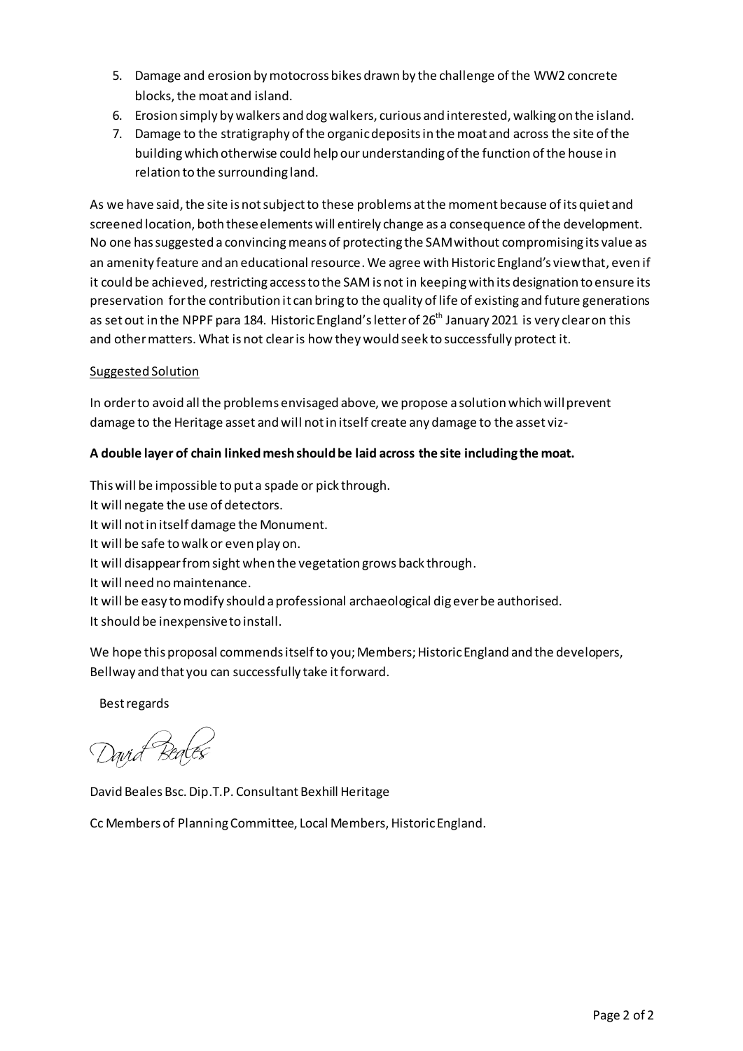5. Damage and erosion by motocross bikes drawn by the challenge of the WW2 concrete blocks, the moat and island.
6. Erosion simply by walkers and dog walkers, curious and interested, walking on the island.
7. Damage to the stratigraphy of the organic deposits in the moat and across the site of the building which otherwise could help our understanding of the function of the house in relation to the surrounding land.

As we have said, the site is not subject to these problems at the moment because of its quiet and screened location, both these elements will entirely change as a consequence of the development. No one has suggested a convincing means of protecting the SAM without compromising its value as an amenity feature and an educational resource. We agree with Historic England's view that, even if it could be achieved, restricting access to the SAM is not in keeping with its designation to ensure its preservation for the contribution it can bring to the quality of life of existing and future generations as set out in the NPPF para 184. Historic England's letter of 26th January 2021 is very clear on this and other matters. What is not clear is how they would seek to successfully protect it.

<u>Suggested Solution</u>

In order to avoid all the problems envisaged above, we propose a solution which will prevent damage to the Heritage asset and will not in itself create any damage to the asset viz-

**A double layer of chain linked mesh should be laid across the site including the moat.**

This will be impossible to put a spade or pick through.
It will negate the use of detectors.
It will not in itself damage the Monument.
It will be safe to walk or even play on.
It will disappear from sight when the vegetation grows back through.
It will need no maintenance.
It will be easy to modify should a professional archaeological dig ever be authorised.
It should be inexpensive to install.

We hope this proposal commends itself to you; Members; Historic England and the developers, Bellway and that you can successfully take it forward.

Best regards

David Beales

David Beales Bsc. Dip.T.P. Consultant Bexhill Heritage

Cc Members of Planning Committee, Local Members, Historic England.